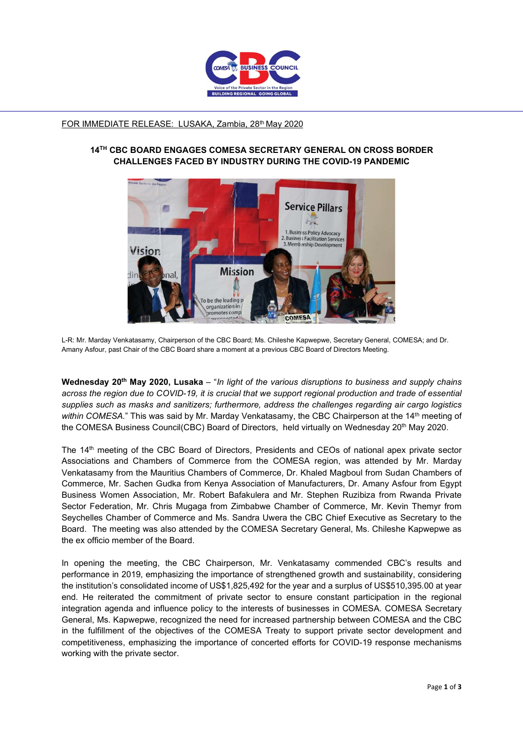FOR IMMEDIATE RELEASE: LUSAKA, Zambia, 28th May 2020

## 14TH CBC BOARD ENGAGES COMESA SECRETARY GENERAL ON CROSS BORDER CHALLENGES FACED BY INDUSTRY DURING THE COVID-19 PANDEMIC

L-R: Mr. Marday Venkatasamy, Chairperson of the CBC Board; Ms. Chileshe Kapwepwe, Secretary General, COMESA; and Dr. Amany Asfour, past Chair of the CBC Board share a moment at a previous CBC Board of Directors Meeting.

**Wednesday 20th May 2020, Lusaka** – "*In light of the various disruptions to business and supply chains across the region due to COVID-19, it is crucial that we support regional production and trade of essential supplies such as masks and sanitizers; furthermore, address the challenges regarding air cargo logistics within COMESA.*" This was said by Mr. Marday Venkatasamy, the CBC Chairperson at the 14th meeting of the COMESA Business Council(CBC) Board of Directors, held virtually on Wednesday 20th May 2020.

The 14th meeting of the CBC Board of Directors, Presidents and CEOs of national apex private sector Associations and Chambers of Commerce from the COMESA region, was attended by Mr. Marday Venkatasamy from the Mauritius Chambers of Commerce, Dr. Khaled Magboul from Sudan Chambers of Commerce, Mr. Sachen Gudka from Kenya Association of Manufacturers, Dr. Amany Asfour from Egypt Business Women Association, Mr. Robert Bafakulera and Mr. Stephen Ruzibiza from Rwanda Private Sector Federation, Mr. Chris Mugaga from Zimbabwe Chamber of Commerce, Mr. Kevin Themyr from Seychelles Chamber of Commerce and Ms. Sandra Uwera the CBC Chief Executive as Secretary to the Board. The meeting was also attended by the COMESA Secretary General, Ms. Chileshe Kapwepwe as the ex officio member of the Board.

In opening the meeting, the CBC Chairperson, Mr. Venkatasamy commended CBC's results and performance in 2019, emphasizing the importance of strengthened growth and sustainability, considering the institution's consolidated income of US$1,825,492 for the year and a surplus of US$510,395.00 at year end. He reiterated the commitment of private sector to ensure constant participation in the regional integration agenda and influence policy to the interests of businesses in COMESA. COMESA Secretary General, Ms. Kapwepwe, recognized the need for increased partnership between COMESA and the CBC in the fulfillment of the objectives of the COMESA Treaty to support private sector development and competitiveness, emphasizing the importance of concerted efforts for COVID-19 response mechanisms working with the private sector.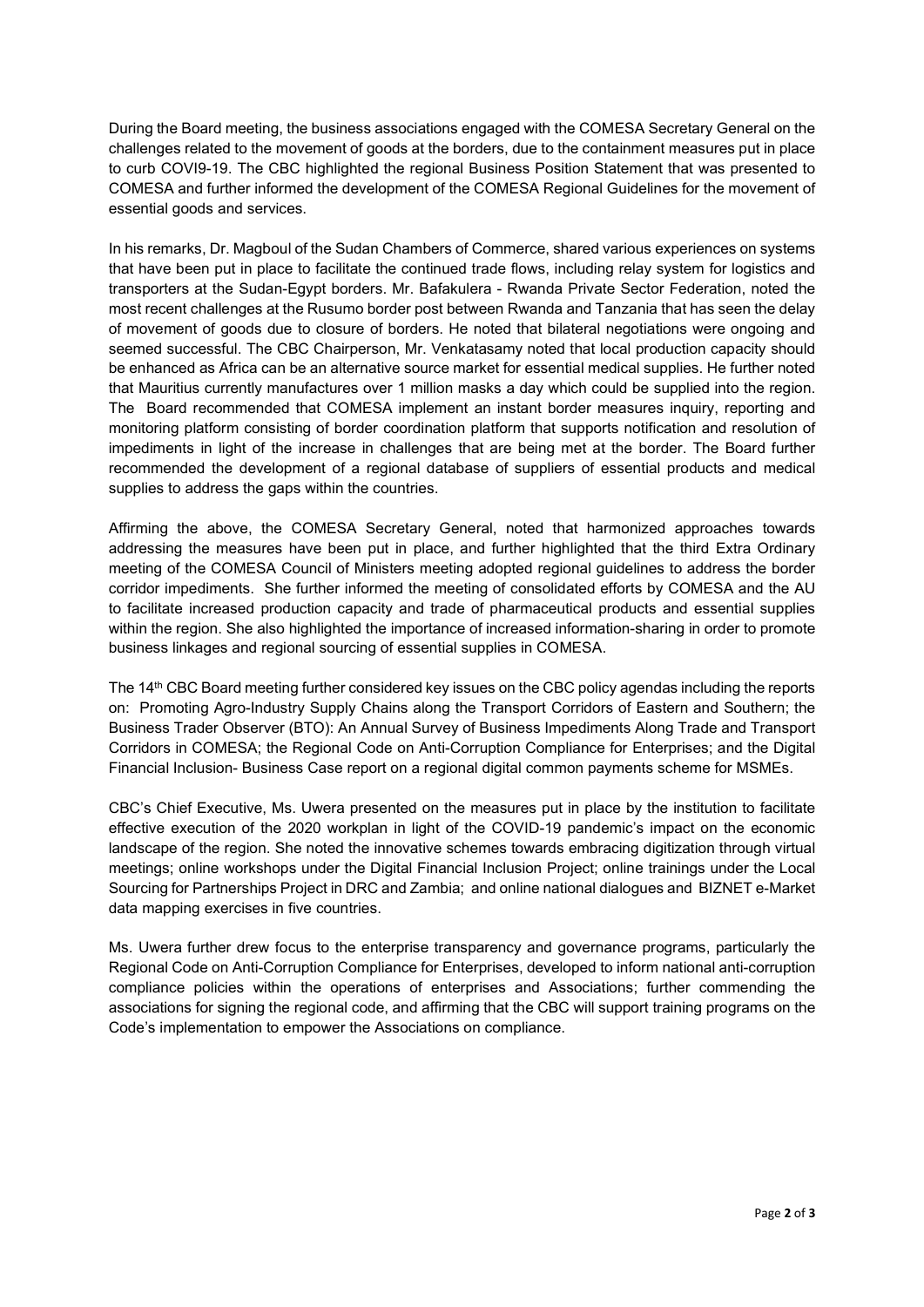During the Board meeting, the business associations engaged with the COMESA Secretary General on the challenges related to the movement of goods at the borders, due to the containment measures put in place to curb COVI9-19. The CBC highlighted the regional Business Position Statement that was presented to COMESA and further informed the development of the COMESA Regional Guidelines for the movement of essential goods and services.

In his remarks, Dr. Magboul of the Sudan Chambers of Commerce, shared various experiences on systems that have been put in place to facilitate the continued trade flows, including relay system for logistics and transporters at the Sudan-Egypt borders. Mr. Bafakulera - Rwanda Private Sector Federation, noted the most recent challenges at the Rusumo border post between Rwanda and Tanzania that has seen the delay of movement of goods due to closure of borders. He noted that bilateral negotiations were ongoing and seemed successful. The CBC Chairperson, Mr. Venkatasamy noted that local production capacity should be enhanced as Africa can be an alternative source market for essential medical supplies. He further noted that Mauritius currently manufactures over 1 million masks a day which could be supplied into the region. The Board recommended that COMESA implement an instant border measures inquiry, reporting and monitoring platform consisting of border coordination platform that supports notification and resolution of impediments in light of the increase in challenges that are being met at the border. The Board further recommended the development of a regional database of suppliers of essential products and medical supplies to address the gaps within the countries.

Affirming the above, the COMESA Secretary General, noted that harmonized approaches towards addressing the measures have been put in place, and further highlighted that the third Extra Ordinary meeting of the COMESA Council of Ministers meeting adopted regional guidelines to address the border corridor impediments. She further informed the meeting of consolidated efforts by COMESA and the AU to facilitate increased production capacity and trade of pharmaceutical products and essential supplies within the region. She also highlighted the importance of increased information-sharing in order to promote business linkages and regional sourcing of essential supplies in COMESA.

The 14th CBC Board meeting further considered key issues on the CBC policy agendas including the reports on: Promoting Agro-Industry Supply Chains along the Transport Corridors of Eastern and Southern; the Business Trader Observer (BTO): An Annual Survey of Business Impediments Along Trade and Transport Corridors in COMESA; the Regional Code on Anti-Corruption Compliance for Enterprises; and the Digital Financial Inclusion- Business Case report on a regional digital common payments scheme for MSMEs.

CBC's Chief Executive, Ms. Uwera presented on the measures put in place by the institution to facilitate effective execution of the 2020 workplan in light of the COVID-19 pandemic's impact on the economic landscape of the region. She noted the innovative schemes towards embracing digitization through virtual meetings; online workshops under the Digital Financial Inclusion Project; online trainings under the Local Sourcing for Partnerships Project in DRC and Zambia; and online national dialogues and BIZNET e-Market data mapping exercises in five countries.

Ms. Uwera further drew focus to the enterprise transparency and governance programs, particularly the Regional Code on Anti-Corruption Compliance for Enterprises, developed to inform national anti-corruption compliance policies within the operations of enterprises and Associations; further commending the associations for signing the regional code, and affirming that the CBC will support training programs on the Code's implementation to empower the Associations on compliance.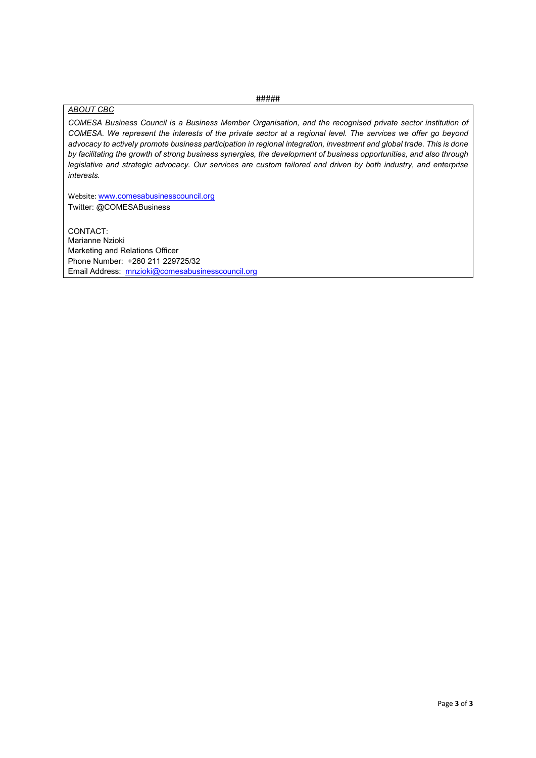#####

*ABOUT CBC*

*COMESA Business Council is a Business Member Organisation, and the recognised private sector institution of COMESA. We represent the interests of the private sector at a regional level. The services we offer go beyond advocacy to actively promote business participation in regional integration, investment and global trade. This is done by facilitating the growth of strong business synergies, the development of business opportunities, and also through legislative and strategic advocacy. Our services are custom tailored and driven by both industry, and enterprise interests.*

Website: www.comesabusinesscouncil.org
Twitter: @COMESABusiness

CONTACT:
Marianne Nzioki
Marketing and Relations Officer
Phone Number: +260 211 229725/32
Email Address: mnzioki@comesabusinesscouncil.org